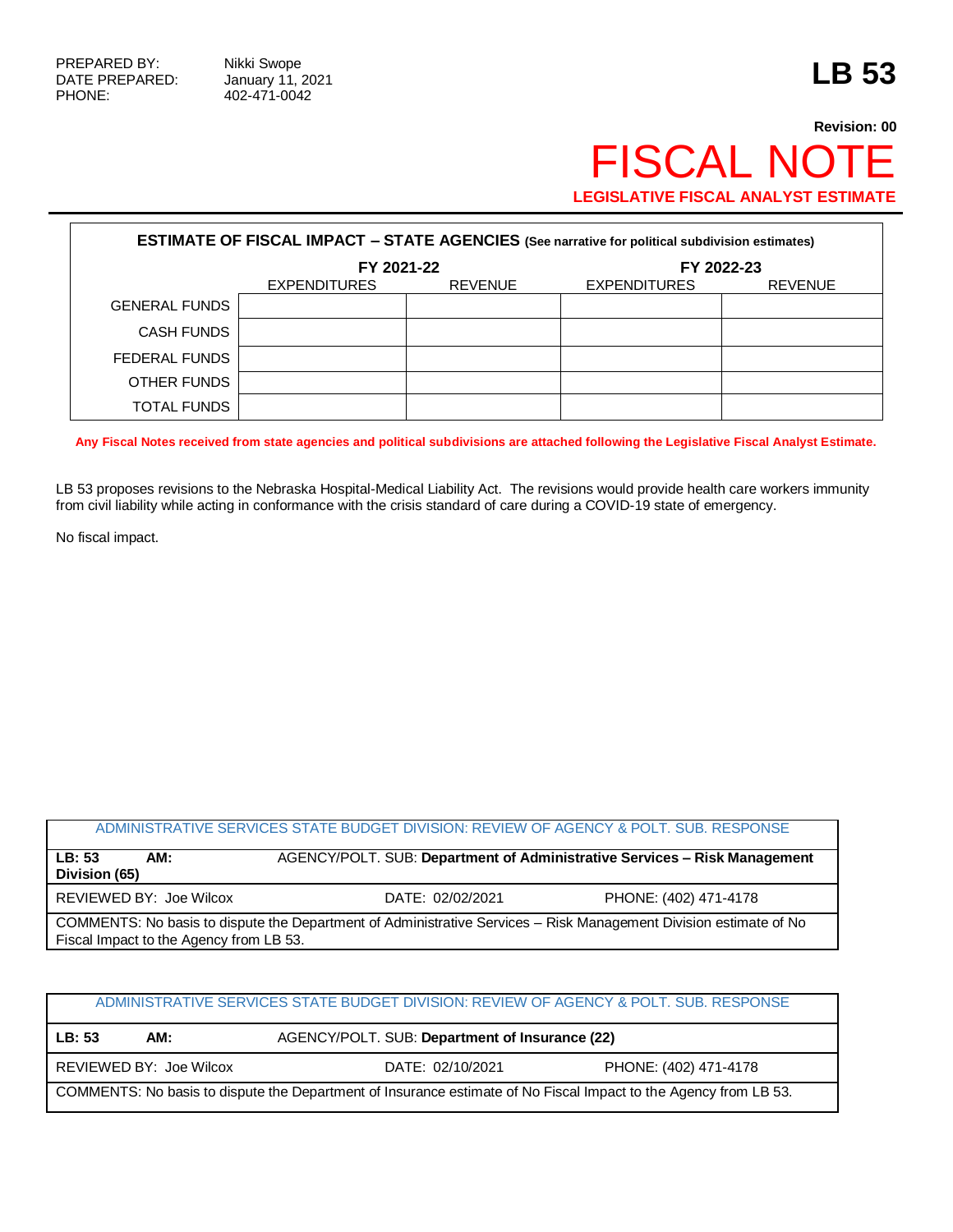PREPARED BY: Nikki Swope
DATE PREPARED: January 11, 2021
PHONE: 402-471-0042

# LB 53

**Revision: 00**

# FISCAL NOTE

**LEGISLATIVE FISCAL ANALYST ESTIMATE**

**ESTIMATE OF FISCAL IMPACT – STATE AGENCIES (See narrative for political subdivision estimates)**

| | FY 2021-22 | | FY 2022-23 | |
|---|---|---|---|---|
| | EXPENDITURES | REVENUE | EXPENDITURES | REVENUE |
| GENERAL FUNDS | | | | |
| CASH FUNDS | | | | |
| FEDERAL FUNDS | | | | |
| OTHER FUNDS | | | | |
| TOTAL FUNDS | | | | |

**Any Fiscal Notes received from state agencies and political subdivisions are attached following the Legislative Fiscal Analyst Estimate.**

LB 53 proposes revisions to the Nebraska Hospital-Medical Liability Act. The revisions would provide health care workers immunity from civil liability while acting in conformance with the crisis standard of care during a COVID-19 state of emergency.

No fiscal impact.

| ADMINISTRATIVE SERVICES STATE BUDGET DIVISION: REVIEW OF AGENCY & POLT. SUB. RESPONSE | | |
|---|---|---|
| **LB: 53** **AM:** | AGENCY/POLT. SUB: **Department of Administrative Services – Risk Management Division (65)** | |
| REVIEWED BY: Joe Wilcox | DATE: 02/02/2021 | PHONE: (402) 471-4178 |
| COMMENTS: No basis to dispute the Department of Administrative Services – Risk Management Division estimate of No Fiscal Impact to the Agency from LB 53. | | |

| ADMINISTRATIVE SERVICES STATE BUDGET DIVISION: REVIEW OF AGENCY & POLT. SUB. RESPONSE | | |
|---|---|---|
| **LB: 53** **AM:** | AGENCY/POLT. SUB: **Department of Insurance (22)** | |
| REVIEWED BY: Joe Wilcox | DATE: 02/10/2021 | PHONE: (402) 471-4178 |
| COMMENTS: No basis to dispute the Department of Insurance estimate of No Fiscal Impact to the Agency from LB 53. | | |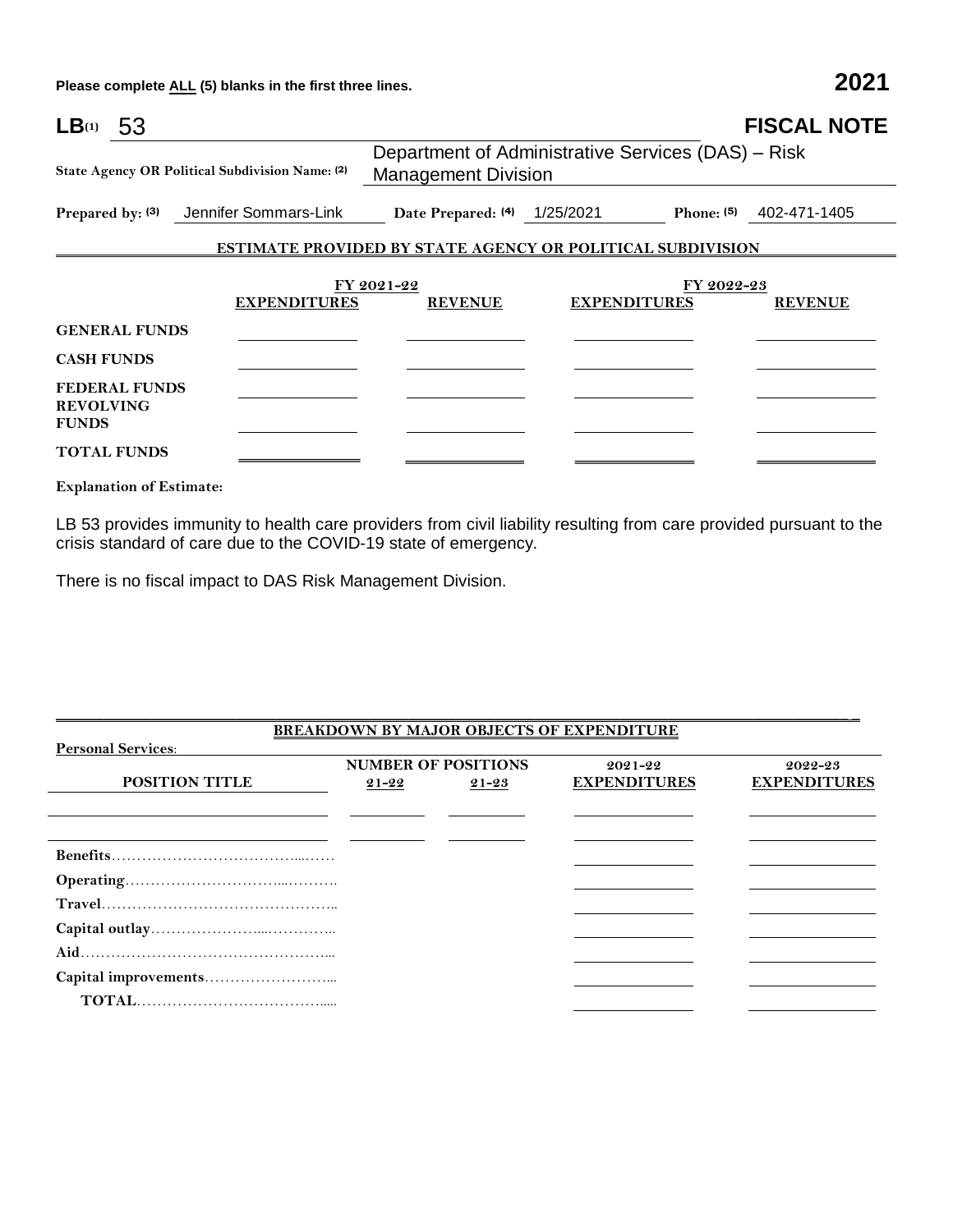Please complete ALL (5) blanks in the first three lines. **2021**

**LB(1)** 53 **FISCAL NOTE**

**State Agency OR Political Subdivision Name: (2)** Department of Administrative Services (DAS) – Risk Management Division

**Prepared by: (3)** Jennifer Sommars-Link **Date Prepared: (4)** 1/25/2021 **Phone: (5)** 402-471-1405

**ESTIMATE PROVIDED BY STATE AGENCY OR POLITICAL SUBDIVISION**

| | FY 2021-22 | | FY 2022-23 | |
|---|---|---|---|---|
| | **EXPENDITURES** | **REVENUE** | **EXPENDITURES** | **REVENUE** |
| **GENERAL FUNDS** | | | | |
| **CASH FUNDS** | | | | |
| **FEDERAL FUNDS** | | | | |
| **REVOLVING FUNDS** | | | | |
| **TOTAL FUNDS** | | | | |

**Explanation of Estimate:**

LB 53 provides immunity to health care providers from civil liability resulting from care provided pursuant to the crisis standard of care due to the COVID-19 state of emergency.

There is no fiscal impact to DAS Risk Management Division.

**BREAKDOWN BY MAJOR OBJECTS OF EXPENDITURE**

**Personal Services:**

| POSITION TITLE | NUMBER OF POSITIONS 21-22 | NUMBER OF POSITIONS 21-23 | 2021-22 EXPENDITURES | 2022-23 EXPENDITURES |
|---|---|---|---|---|
| | | | | |
| | | | | |
| Benefits | | | | |
| Operating | | | | |
| Travel | | | | |
| Capital outlay | | | | |
| Aid | | | | |
| Capital improvements | | | | |
| TOTAL | | | | |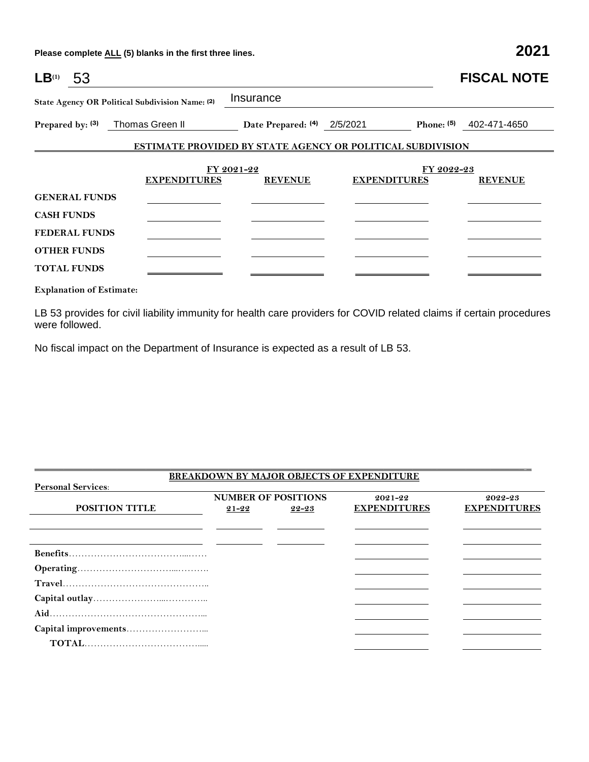**Please complete ALL (5) blanks in the first three lines.** **2021**

**LB**(1) 53 **FISCAL NOTE**

**State Agency OR Political Subdivision Name: (2)** Insurance

**Prepared by: (3)** Thomas Green II **Date Prepared: (4)** 2/5/2021 **Phone: (5)** 402-471-4650

## ESTIMATE PROVIDED BY STATE AGENCY OR POLITICAL SUBDIVISION

| | FY 2021-22 | | FY 2022-23 | |
|---|---|---|---|---|
| | **EXPENDITURES** | **REVENUE** | **EXPENDITURES** | **REVENUE** |
| **GENERAL FUNDS** | | | | |
| **CASH FUNDS** | | | | |
| **FEDERAL FUNDS** | | | | |
| **OTHER FUNDS** | | | | |
| **TOTAL FUNDS** | | | | |

**Explanation of Estimate:**

LB 53 provides for civil liability immunity for health care providers for COVID related claims if certain procedures were followed.

No fiscal impact on the Department of Insurance is expected as a result of LB 53.

## BREAKDOWN BY MAJOR OBJECTS OF EXPENDITURE

**Personal Services:**

| POSITION TITLE | NUMBER OF POSITIONS 21-22 | NUMBER OF POSITIONS 22-23 | 2021-22 EXPENDITURES | 2022-23 EXPENDITURES |
|---|---|---|---|---|
| | | | | |
| | | | | |
| **Benefits** | | | | |
| **Operating** | | | | |
| **Travel** | | | | |
| **Capital outlay** | | | | |
| **Aid** | | | | |
| **Capital improvements** | | | | |
| **TOTAL** | | | | |